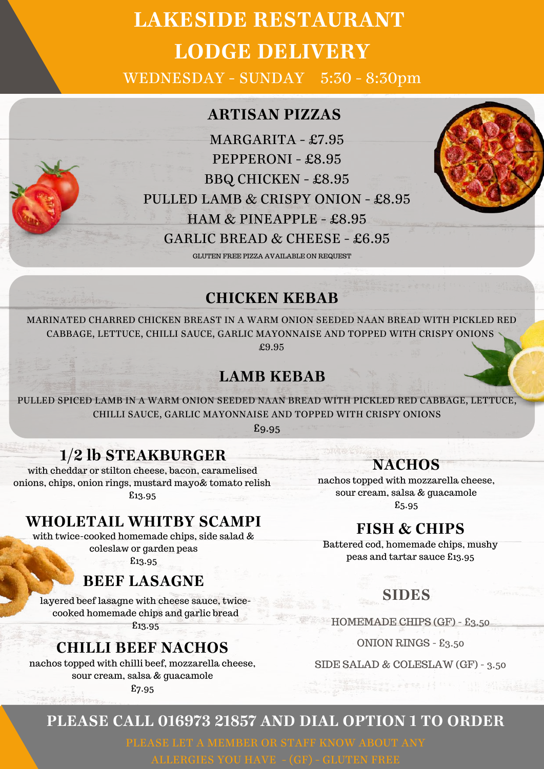# LAKESIDE RESTAURANT
# LODGE DELIVERY

WEDNESDAY - SUNDAY 5:30 - 8:30pm

## ARTISAN PIZZAS

MARGARITA - £7.95
PEPPERONI - £8.95
BBQ CHICKEN - £8.95
PULLED LAMB & CRISPY ONION - £8.95
HAM & PINEAPPLE - £8.95
GARLIC BREAD & CHEESE - £6.95

GLUTEN FREE PIZZA AVAILABLE ON REQUEST

## CHICKEN KEBAB

MARINATED CHARRED CHICKEN BREAST IN A WARM ONION SEEDED NAAN BREAD WITH PICKLED RED CABBAGE, LETTUCE, CHILLI SAUCE, GARLIC MAYONNAISE AND TOPPED WITH CRISPY ONIONS
£9.95

## LAMB KEBAB

PULLED SPICED LAMB IN A WARM ONION SEEDED NAAN BREAD WITH PICKLED RED CABBAGE, LETTUCE, CHILLI SAUCE, GARLIC MAYONNAISE AND TOPPED WITH CRISPY ONIONS
£9.95

## 1/2 lb STEAKBURGER

with cheddar or stilton cheese, bacon, caramelised onions, chips, onion rings, mustard mayo& tomato relish
£13.95

## WHOLETAIL WHITBY SCAMPI

with twice-cooked homemade chips, side salad & coleslaw or garden peas
£13.95

## BEEF LASAGNE

layered beef lasagne with cheese sauce, twice-cooked homemade chips and garlic bread
£13.95

## CHILLI BEEF NACHOS

nachos topped with chilli beef, mozzarella cheese, sour cream, salsa & guacamole
£7.95

## NACHOS

nachos topped with mozzarella cheese, sour cream, salsa & guacamole
£5.95

## FISH & CHIPS

Battered cod, homemade chips, mushy peas and tartar sauce £13.95

## SIDES

HOMEMADE CHIPS (GF) - £3.50
ONION RINGS - £3.50
SIDE SALAD & COLESLAW (GF) - 3.50

**PLEASE CALL 016973 21857 AND DIAL OPTION 1 TO ORDER**

PLEASE LET A MEMBER OR STAFF KNOW ABOUT ANY ALLERGIES YOU HAVE - (GF) - GLUTEN FREE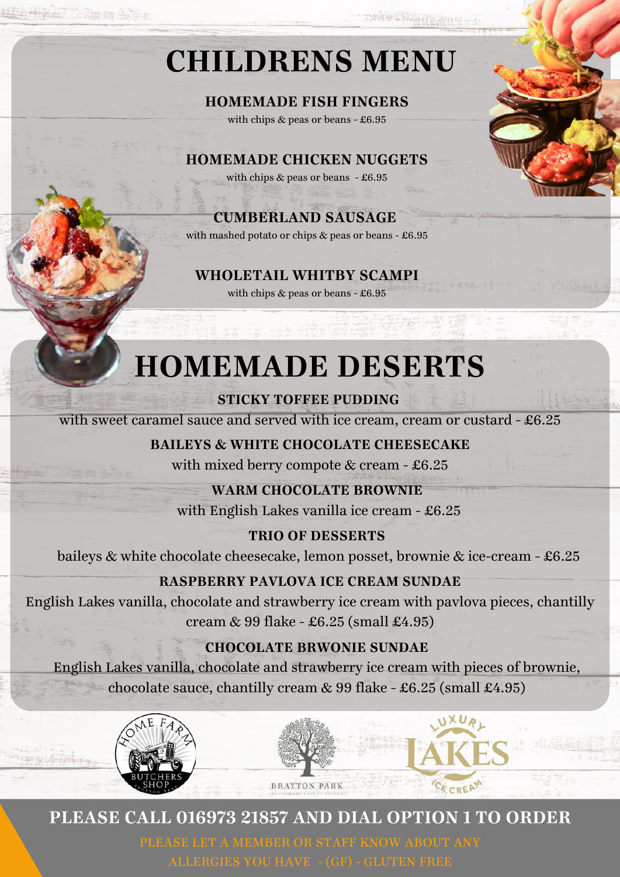# CHILDRENS MENU

**HOMEMADE FISH FINGERS**
with chips & peas or beans - £6.95

**HOMEMADE CHICKEN NUGGETS**
with chips & peas or beans - £6.95

**CUMBERLAND SAUSAGE**
with mashed potato or chips & peas or beans - £6.95

**WHOLETAIL WHITBY SCAMPI**
with chips & peas or beans - £6.95

# HOMEMADE DESERTS

**STICKY TOFFEE PUDDING**
with sweet caramel sauce and served with ice cream, cream or custard - £6.25

**BAILEYS & WHITE CHOCOLATE CHEESECAKE**
with mixed berry compote & cream - £6.25

**WARM CHOCOLATE BROWNIE**
with English Lakes vanilla ice cream - £6.25

**TRIO OF DESSERTS**
baileys & white chocolate cheesecake, lemon posset, brownie & ice-cream - £6.25

**RASPBERRY PAVLOVA ICE CREAM SUNDAE**
English Lakes vanilla, chocolate and strawberry ice cream with pavlova pieces, chantilly cream & 99 flake - £6.25 (small £4.95)

**CHOCOLATE BRWONIE SUNDAE**
English Lakes vanilla, chocolate and strawberry ice cream with pieces of brownie, chocolate sauce, chantilly cream & 99 flake - £6.25 (small £4.95)

HOME FARM BUTCHERS SHOP

BRAYTON PARK

LUXURY LAKES ICE CREAM

**PLEASE CALL 016973 21857 AND DIAL OPTION 1 TO ORDER**

PLEASE LET A MEMBER OR STAFF KNOW ABOUT ANY ALLERGIES YOU HAVE - (GF) - GLUTEN FREE